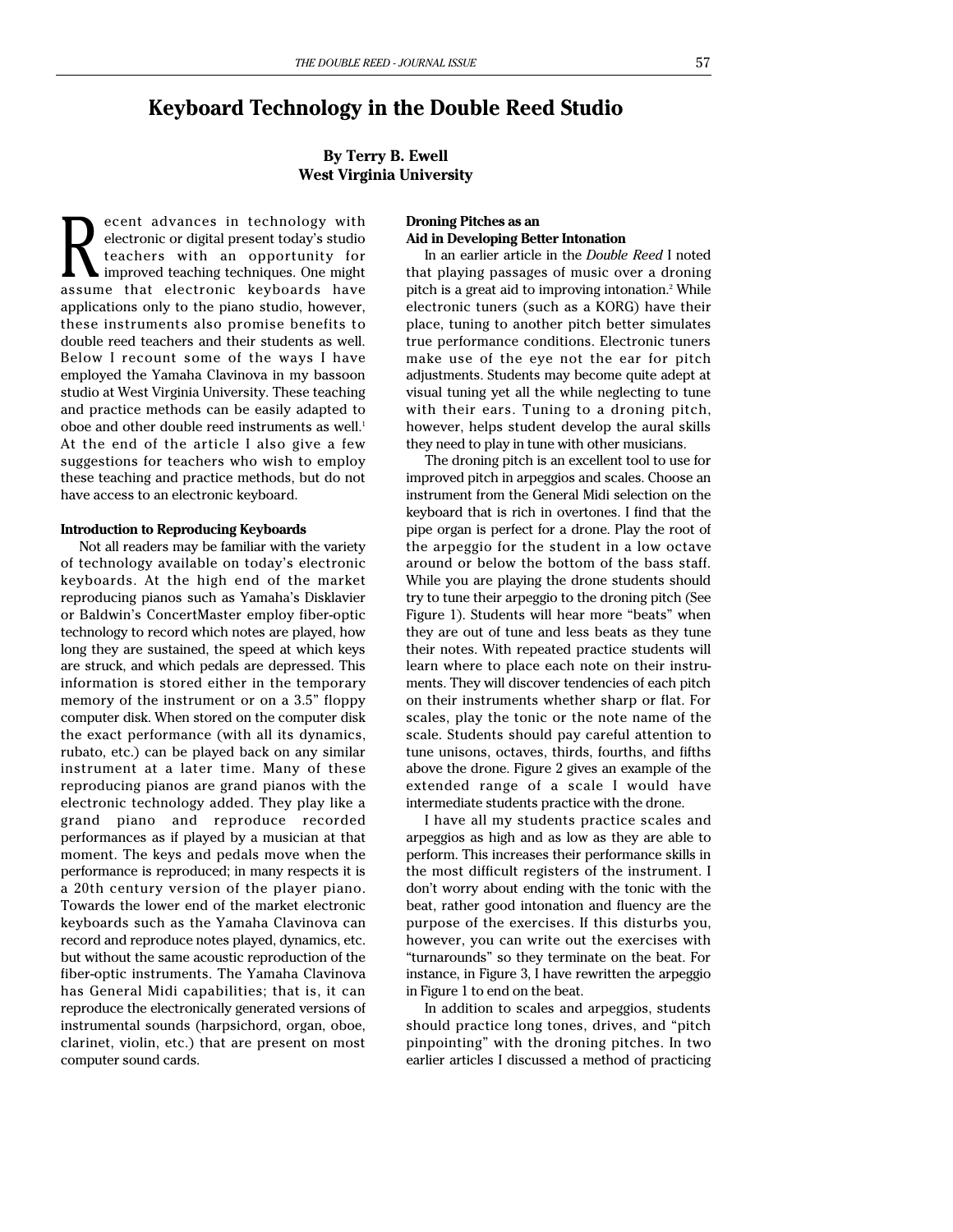# Keyboard Technology in the Double Reed Studio

**By Terry B. Ewell**
**West Virginia University**

Recent advances in technology with electronic or digital present today's studio teachers with an opportunity for improved teaching techniques. One might assume that electronic keyboards have applications only to the piano studio, however, these instruments also promise benefits to double reed teachers and their students as well. Below I recount some of the ways I have employed the Yamaha Clavinova in my bassoon studio at West Virginia University. These teaching and practice methods can be easily adapted to oboe and other double reed instruments as well.[1] At the end of the article I also give a few suggestions for teachers who wish to employ these teaching and practice methods, but do not have access to an electronic keyboard.

#### Introduction to Reproducing Keyboards

Not all readers may be familiar with the variety of technology available on today's electronic keyboards. At the high end of the market reproducing pianos such as Yamaha's Disklavier or Baldwin's ConcertMaster employ fiber-optic technology to record which notes are played, how long they are sustained, the speed at which keys are struck, and which pedals are depressed. This information is stored either in the temporary memory of the instrument or on a 3.5" floppy computer disk. When stored on the computer disk the exact performance (with all its dynamics, rubato, etc.) can be played back on any similar instrument at a later time. Many of these reproducing pianos are grand pianos with the electronic technology added. They play like a grand piano and reproduce recorded performances as if played by a musician at that moment. The keys and pedals move when the performance is reproduced; in many respects it is a 20th century version of the player piano. Towards the lower end of the market electronic keyboards such as the Yamaha Clavinova can record and reproduce notes played, dynamics, etc. but without the same acoustic reproduction of the fiber-optic instruments. The Yamaha Clavinova has General Midi capabilities; that is, it can reproduce the electronically generated versions of instrumental sounds (harpsichord, organ, oboe, clarinet, violin, etc.) that are present on most computer sound cards.

#### Droning Pitches as an Aid in Developing Better Intonation

In an earlier article in the *Double Reed* I noted that playing passages of music over a droning pitch is a great aid to improving intonation.[2] While electronic tuners (such as a KORG) have their place, tuning to another pitch better simulates true performance conditions. Electronic tuners make use of the eye not the ear for pitch adjustments. Students may become quite adept at visual tuning yet all the while neglecting to tune with their ears. Tuning to a droning pitch, however, helps student develop the aural skills they need to play in tune with other musicians.

The droning pitch is an excellent tool to use for improved pitch in arpeggios and scales. Choose an instrument from the General Midi selection on the keyboard that is rich in overtones. I find that the pipe organ is perfect for a drone. Play the root of the arpeggio for the student in a low octave around or below the bottom of the bass staff. While you are playing the drone students should try to tune their arpeggio to the droning pitch (See Figure 1). Students will hear more "beats" when they are out of tune and less beats as they tune their notes. With repeated practice students will learn where to place each note on their instruments. They will discover tendencies of each pitch on their instruments whether sharp or flat. For scales, play the tonic or the note name of the scale. Students should pay careful attention to tune unisons, octaves, thirds, fourths, and fifths above the drone. Figure 2 gives an example of the extended range of a scale I would have intermediate students practice with the drone.

I have all my students practice scales and arpeggios as high and as low as they are able to perform. This increases their performance skills in the most difficult registers of the instrument. I don't worry about ending with the tonic with the beat, rather good intonation and fluency are the purpose of the exercises. If this disturbs you, however, you can write out the exercises with "turnarounds" so they terminate on the beat. For instance, in Figure 3, I have rewritten the arpeggio in Figure 1 to end on the beat.

In addition to scales and arpeggios, students should practice long tones, drives, and "pitch pinpointing" with the droning pitches. In two earlier articles I discussed a method of practicing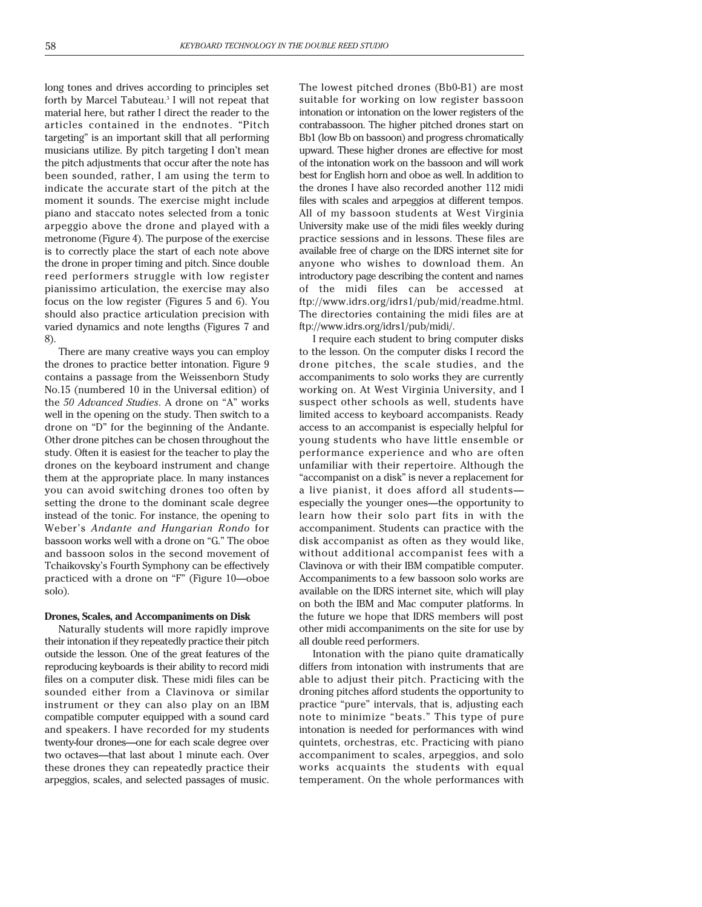long tones and drives according to principles set forth by Marcel Tabuteau.[3] I will not repeat that material here, but rather I direct the reader to the articles contained in the endnotes. "Pitch targeting" is an important skill that all performing musicians utilize. By pitch targeting I don't mean the pitch adjustments that occur after the note has been sounded, rather, I am using the term to indicate the accurate start of the pitch at the moment it sounds. The exercise might include piano and staccato notes selected from a tonic arpeggio above the drone and played with a metronome (Figure 4). The purpose of the exercise is to correctly place the start of each note above the drone in proper timing and pitch. Since double reed performers struggle with low register pianissimo articulation, the exercise may also focus on the low register (Figures 5 and 6). You should also practice articulation precision with varied dynamics and note lengths (Figures 7 and 8).

There are many creative ways you can employ the drones to practice better intonation. Figure 9 contains a passage from the Weissenborn Study No.15 (numbered 10 in the Universal edition) of the *50 Advanced Studies*. A drone on "A" works well in the opening on the study. Then switch to a drone on "D" for the beginning of the Andante. Other drone pitches can be chosen throughout the study. Often it is easiest for the teacher to play the drones on the keyboard instrument and change them at the appropriate place. In many instances you can avoid switching drones too often by setting the drone to the dominant scale degree instead of the tonic. For instance, the opening to Weber's *Andante and Hungarian Rondo* for bassoon works well with a drone on "G." The oboe and bassoon solos in the second movement of Tchaikovsky's Fourth Symphony can be effectively practiced with a drone on "F" (Figure 10—oboe solo).

**Drones, Scales, and Accompaniments on Disk**

Naturally students will more rapidly improve their intonation if they repeatedly practice their pitch outside the lesson. One of the great features of the reproducing keyboards is their ability to record midi files on a computer disk. These midi files can be sounded either from a Clavinova or similar instrument or they can also play on an IBM compatible computer equipped with a sound card and speakers. I have recorded for my students twenty-four drones—one for each scale degree over two octaves—that last about 1 minute each. Over these drones they can repeatedly practice their arpeggios, scales, and selected passages of music. The lowest pitched drones (Bb0-B1) are most suitable for working on low register bassoon intonation or intonation on the lower registers of the contrabassoon. The higher pitched drones start on Bb1 (low Bb on bassoon) and progress chromatically upward. These higher drones are effective for most of the intonation work on the bassoon and will work best for English horn and oboe as well. In addition to the drones I have also recorded another 112 midi files with scales and arpeggios at different tempos. All of my bassoon students at West Virginia University make use of the midi files weekly during practice sessions and in lessons. These files are available free of charge on the IDRS internet site for anyone who wishes to download them. An introductory page describing the content and names of the midi files can be accessed at ftp://www.idrs.org/idrs1/pub/mid/readme.html. The directories containing the midi files are at ftp://www.idrs.org/idrs1/pub/midi/.

I require each student to bring computer disks to the lesson. On the computer disks I record the drone pitches, the scale studies, and the accompaniments to solo works they are currently working on. At West Virginia University, and I suspect other schools as well, students have limited access to keyboard accompanists. Ready access to an accompanist is especially helpful for young students who have little ensemble or performance experience and who are often unfamiliar with their repertoire. Although the "accompanist on a disk" is never a replacement for a live pianist, it does afford all students—especially the younger ones—the opportunity to learn how their solo part fits in with the accompaniment. Students can practice with the disk accompanist as often as they would like, without additional accompanist fees with a Clavinova or with their IBM compatible computer. Accompaniments to a few bassoon solo works are available on the IDRS internet site, which will play on both the IBM and Mac computer platforms. In the future we hope that IDRS members will post other midi accompaniments on the site for use by all double reed performers.

Intonation with the piano quite dramatically differs from intonation with instruments that are able to adjust their pitch. Practicing with the droning pitches afford students the opportunity to practice "pure" intervals, that is, adjusting each note to minimize "beats." This type of pure intonation is needed for performances with wind quintets, orchestras, etc. Practicing with piano accompaniment to scales, arpeggios, and solo works acquaints the students with equal temperament. On the whole performances with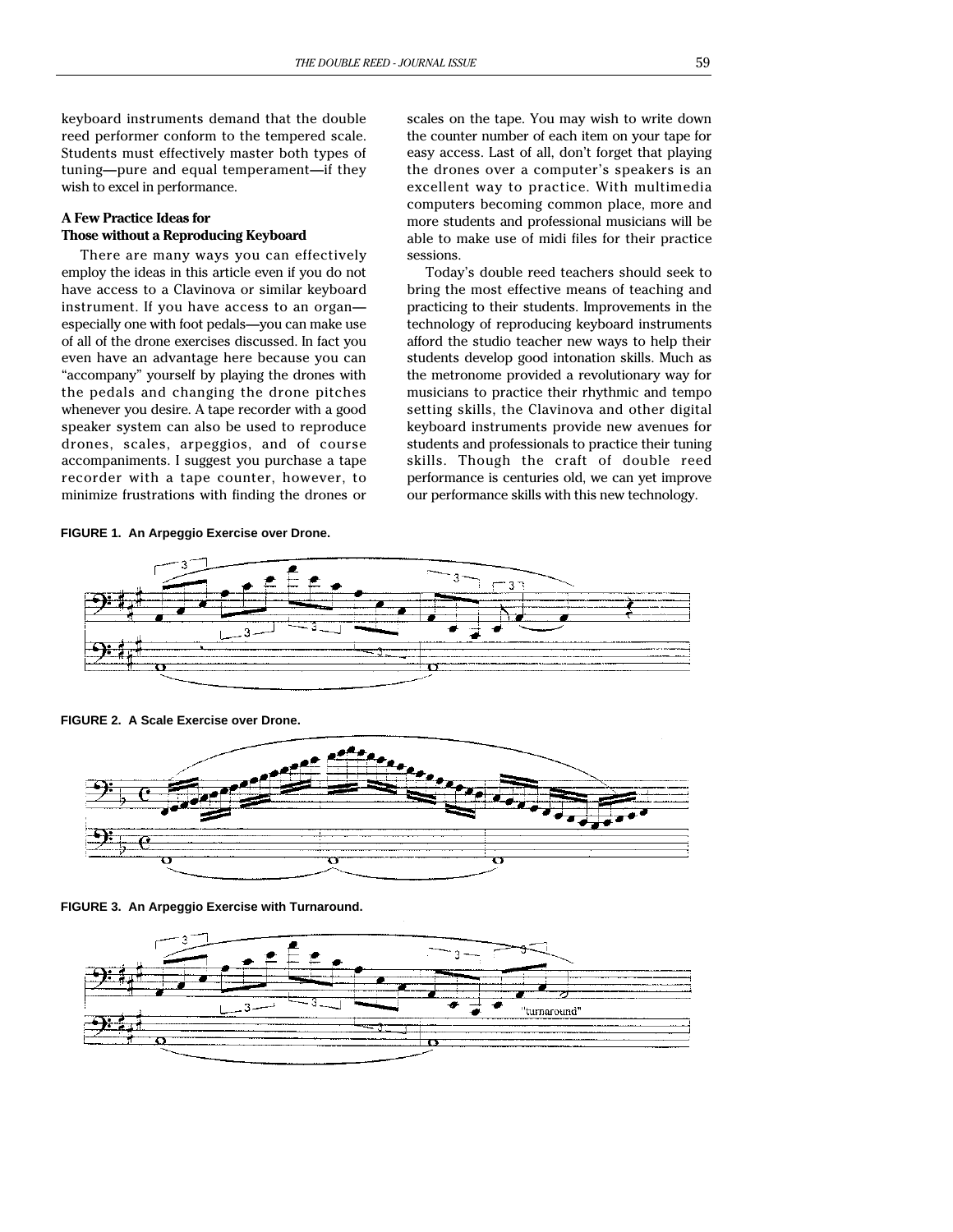keyboard instruments demand that the double reed performer conform to the tempered scale. Students must effectively master both types of tuning—pure and equal temperament—if they wish to excel in performance.

### A Few Practice Ideas for Those without a Reproducing Keyboard

There are many ways you can effectively employ the ideas in this article even if you do not have access to a Clavinova or similar keyboard instrument. If you have access to an organ—especially one with foot pedals—you can make use of all of the drone exercises discussed. In fact you even have an advantage here because you can "accompany" yourself by playing the drones with the pedals and changing the drone pitches whenever you desire. A tape recorder with a good speaker system can also be used to reproduce drones, scales, arpeggios, and of course accompaniments. I suggest you purchase a tape recorder with a tape counter, however, to minimize frustrations with finding the drones or scales on the tape. You may wish to write down the counter number of each item on your tape for easy access. Last of all, don't forget that playing the drones over a computer's speakers is an excellent way to practice. With multimedia computers becoming common place, more and more students and professional musicians will be able to make use of midi files for their practice sessions.

Today's double reed teachers should seek to bring the most effective means of teaching and practicing to their students. Improvements in the technology of reproducing keyboard instruments afford the studio teacher new ways to help their students develop good intonation skills. Much as the metronome provided a revolutionary way for musicians to practice their rhythmic and tempo setting skills, the Clavinova and other digital keyboard instruments provide new avenues for students and professionals to practice their tuning skills. Though the craft of double reed performance is centuries old, we can yet improve our performance skills with this new technology.

**FIGURE 1. An Arpeggio Exercise over Drone.**

**FIGURE 2. A Scale Exercise over Drone.**

**FIGURE 3. An Arpeggio Exercise with Turnaround.**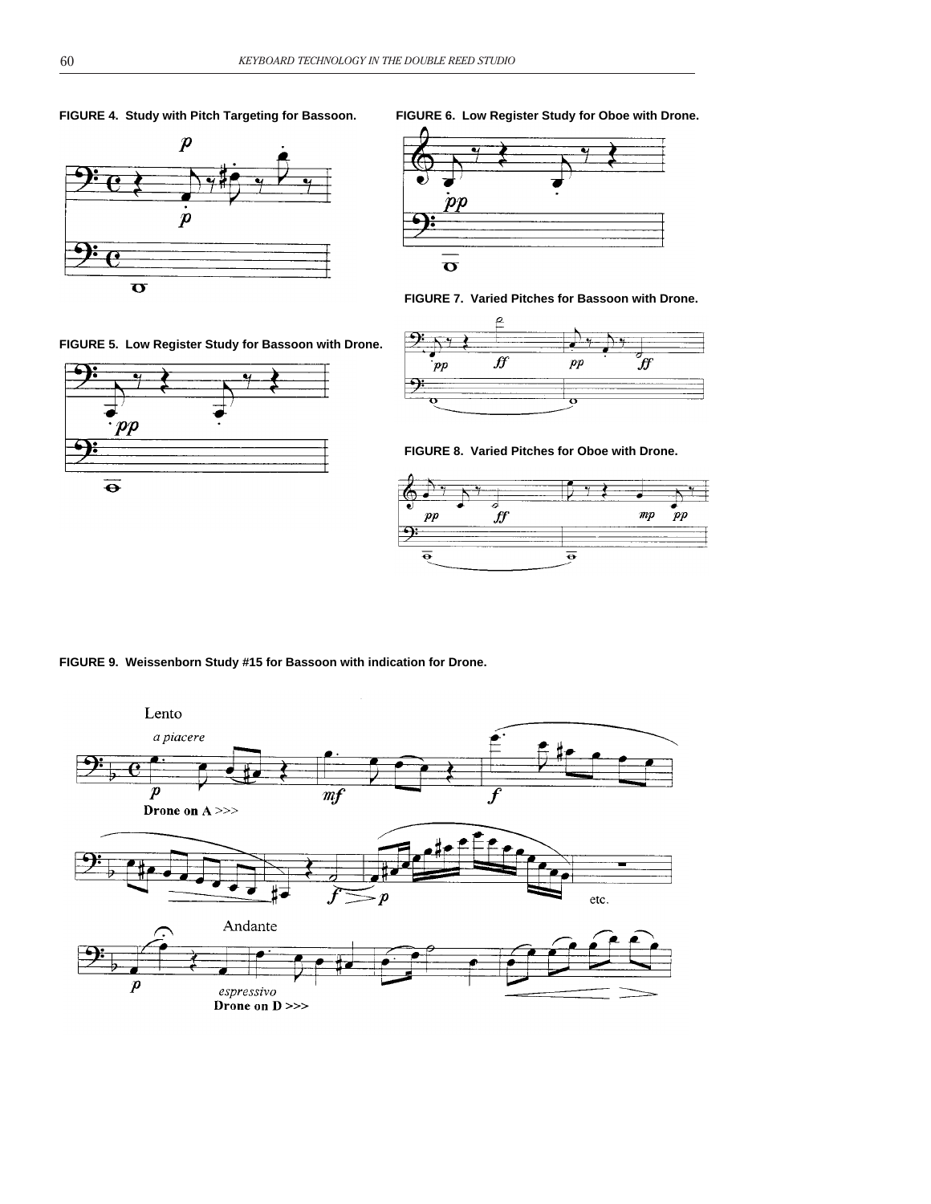**FIGURE 4. Study with Pitch Targeting for Bassoon.**

**FIGURE 5. Low Register Study for Bassoon with Drone.**

**FIGURE 6. Low Register Study for Oboe with Drone.**

**FIGURE 7. Varied Pitches for Bassoon with Drone.**

**FIGURE 8. Varied Pitches for Oboe with Drone.**

**FIGURE 9. Weissenborn Study #15 for Bassoon with indication for Drone.**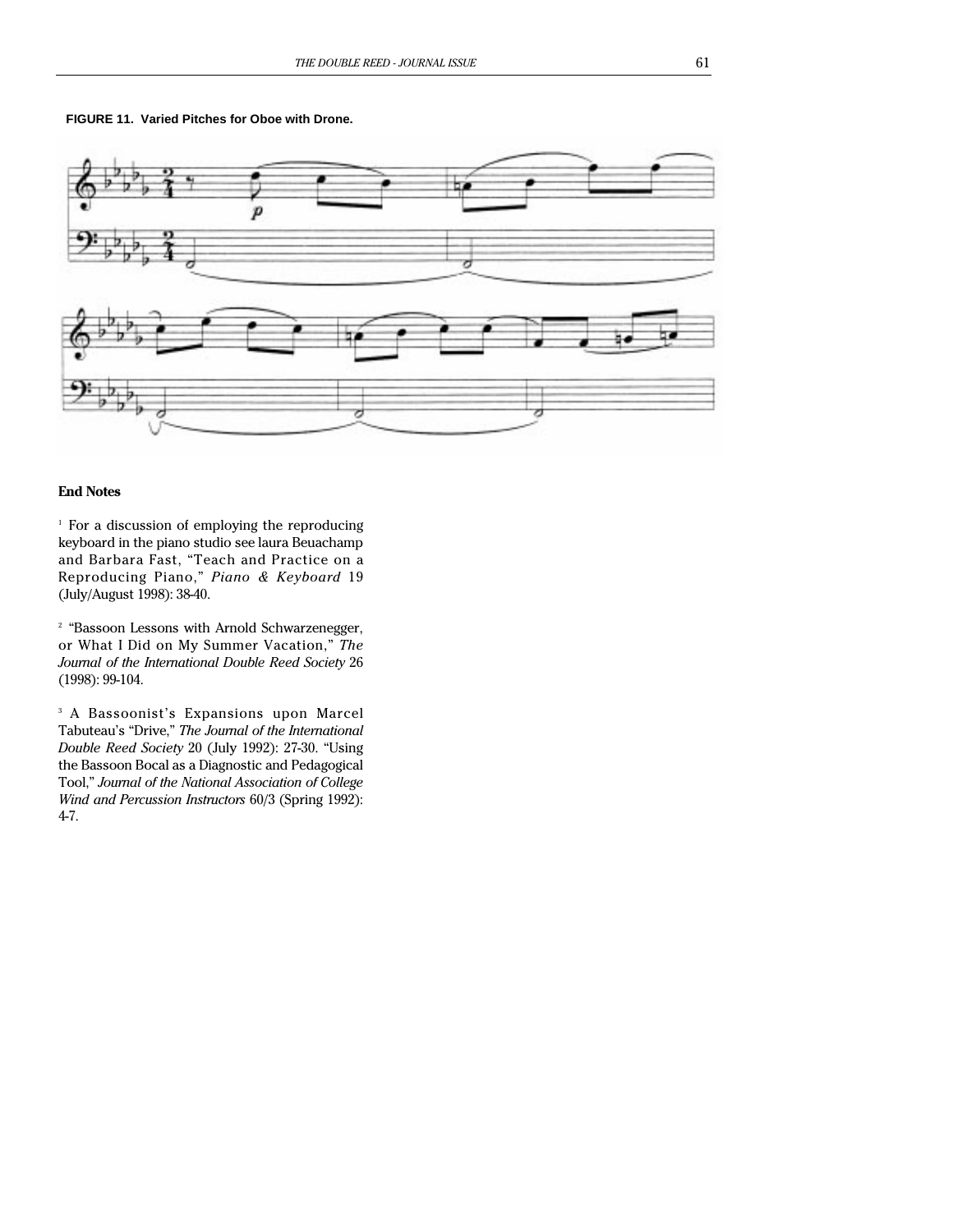FIGURE 11. Varied Pitches for Oboe with Drone.

### End Notes

[1] For a discussion of employing the reproducing keyboard in the piano studio see laura Beuachamp and Barbara Fast, "Teach and Practice on a Reproducing Piano," *Piano & Keyboard* 19 (July/August 1998): 38-40.

[2] "Bassoon Lessons with Arnold Schwarzenegger, or What I Did on My Summer Vacation," *The Journal of the International Double Reed Society* 26 (1998): 99-104.

[3] A Bassoonist's Expansions upon Marcel Tabuteau's "Drive," *The Journal of the International Double Reed Society* 20 (July 1992): 27-30. "Using the Bassoon Bocal as a Diagnostic and Pedagogical Tool," *Journal of the National Association of College Wind and Percussion Instructors* 60/3 (Spring 1992): 4-7.